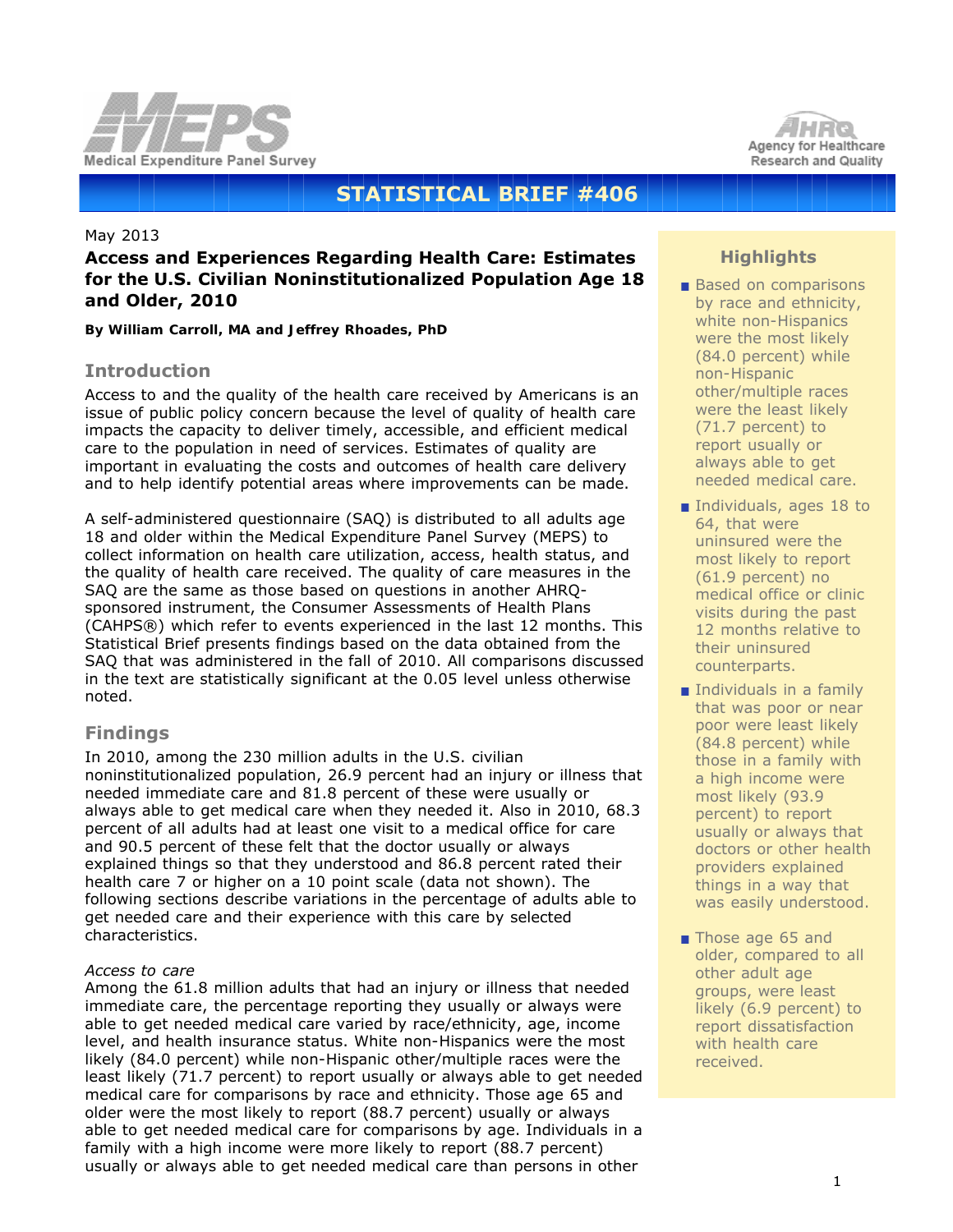# STATISTICAL BRIEF #406

May 2013

## Access and Experiences Regarding Health Care: Estimates for the U.S. Civilian Noninstitutionalized Population Age 18 and Older, 2010

**By William Carroll, MA and Jeffrey Rhoades, PhD**

### Introduction

Access to and the quality of the health care received by Americans is an issue of public policy concern because the level of quality of health care impacts the capacity to deliver timely, accessible, and efficient medical care to the population in need of services. Estimates of quality are important in evaluating the costs and outcomes of health care delivery and to help identify potential areas where improvements can be made.

A self-administered questionnaire (SAQ) is distributed to all adults age 18 and older within the Medical Expenditure Panel Survey (MEPS) to collect information on health care utilization, access, health status, and the quality of health care received. The quality of care measures in the SAQ are the same as those based on questions in another AHRQ-sponsored instrument, the Consumer Assessments of Health Plans (CAHPS®) which refer to events experienced in the last 12 months. This Statistical Brief presents findings based on the data obtained from the SAQ that was administered in the fall of 2010. All comparisons discussed in the text are statistically significant at the 0.05 level unless otherwise noted.

### Findings

In 2010, among the 230 million adults in the U.S. civilian noninstitutionalized population, 26.9 percent had an injury or illness that needed immediate care and 81.8 percent of these were usually or always able to get medical care when they needed it. Also in 2010, 68.3 percent of all adults had at least one visit to a medical office for care and 90.5 percent of these felt that the doctor usually or always explained things so that they understood and 86.8 percent rated their health care 7 or higher on a 10 point scale (data not shown). The following sections describe variations in the percentage of adults able to get needed care and their experience with this care by selected characteristics.

*Access to care*

Among the 61.8 million adults that had an injury or illness that needed immediate care, the percentage reporting they usually or always were able to get needed medical care varied by race/ethnicity, age, income level, and health insurance status. White non-Hispanics were the most likely (84.0 percent) while non-Hispanic other/multiple races were the least likely (71.7 percent) to report usually or always able to get needed medical care for comparisons by race and ethnicity. Those age 65 and older were the most likely to report (88.7 percent) usually or always able to get needed medical care for comparisons by age. Individuals in a family with a high income were more likely to report (88.7 percent) usually or always able to get needed medical care than persons in other

### Highlights

- Based on comparisons by race and ethnicity, white non-Hispanics were the most likely (84.0 percent) while non-Hispanic other/multiple races were the least likely (71.7 percent) to report usually or always able to get needed medical care.
- Individuals, ages 18 to 64, that were uninsured were the most likely to report (61.9 percent) no medical office or clinic visits during the past 12 months relative to their uninsured counterparts.
- Individuals in a family that was poor or near poor were least likely (84.8 percent) while those in a family with a high income were most likely (93.9 percent) to report usually or always that doctors or other health providers explained things in a way that was easily understood.
- Those age 65 and older, compared to all other adult age groups, were least likely (6.9 percent) to report dissatisfaction with health care received.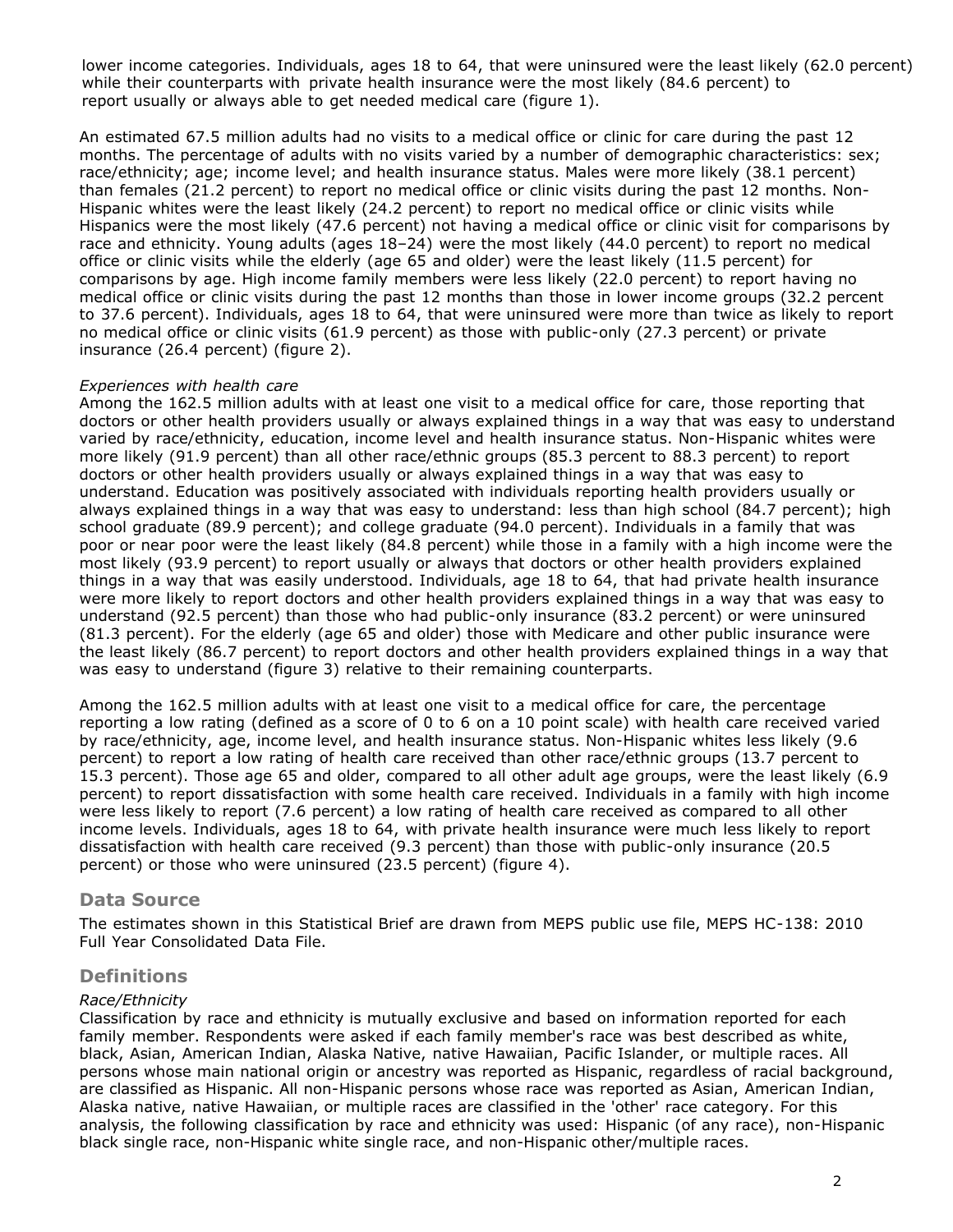lower income categories. Individuals, ages 18 to 64, that were uninsured were the least likely (62.0 percent) while their counterparts with private health insurance were the most likely (84.6 percent) to report usually or always able to get needed medical care (figure 1).

An estimated 67.5 million adults had no visits to a medical office or clinic for care during the past 12 months. The percentage of adults with no visits varied by a number of demographic characteristics: sex; race/ethnicity; age; income level; and health insurance status. Males were more likely (38.1 percent) than females (21.2 percent) to report no medical office or clinic visits during the past 12 months. Non-Hispanic whites were the least likely (24.2 percent) to report no medical office or clinic visits while Hispanics were the most likely (47.6 percent) not having a medical office or clinic visit for comparisons by race and ethnicity. Young adults (ages 18–24) were the most likely (44.0 percent) to report no medical office or clinic visits while the elderly (age 65 and older) were the least likely (11.5 percent) for comparisons by age. High income family members were less likely (22.0 percent) to report having no medical office or clinic visits during the past 12 months than those in lower income groups (32.2 percent to 37.6 percent). Individuals, ages 18 to 64, that were uninsured were more than twice as likely to report no medical office or clinic visits (61.9 percent) as those with public-only (27.3 percent) or private insurance (26.4 percent) (figure 2).

*Experiences with health care*

Among the 162.5 million adults with at least one visit to a medical office for care, those reporting that doctors or other health providers usually or always explained things in a way that was easy to understand varied by race/ethnicity, education, income level and health insurance status. Non-Hispanic whites were more likely (91.9 percent) than all other race/ethnic groups (85.3 percent to 88.3 percent) to report doctors or other health providers usually or always explained things in a way that was easy to understand. Education was positively associated with individuals reporting health providers usually or always explained things in a way that was easy to understand: less than high school (84.7 percent); high school graduate (89.9 percent); and college graduate (94.0 percent). Individuals in a family that was poor or near poor were the least likely (84.8 percent) while those in a family with a high income were the most likely (93.9 percent) to report usually or always that doctors or other health providers explained things in a way that was easily understood. Individuals, age 18 to 64, that had private health insurance were more likely to report doctors and other health providers explained things in a way that was easy to understand (92.5 percent) than those who had public-only insurance (83.2 percent) or were uninsured (81.3 percent). For the elderly (age 65 and older) those with Medicare and other public insurance were the least likely (86.7 percent) to report doctors and other health providers explained things in a way that was easy to understand (figure 3) relative to their remaining counterparts.

Among the 162.5 million adults with at least one visit to a medical office for care, the percentage reporting a low rating (defined as a score of 0 to 6 on a 10 point scale) with health care received varied by race/ethnicity, age, income level, and health insurance status. Non-Hispanic whites less likely (9.6 percent) to report a low rating of health care received than other race/ethnic groups (13.7 percent to 15.3 percent). Those age 65 and older, compared to all other adult age groups, were the least likely (6.9 percent) to report dissatisfaction with some health care received. Individuals in a family with high income were less likely to report (7.6 percent) a low rating of health care received as compared to all other income levels. Individuals, ages 18 to 64, with private health insurance were much less likely to report dissatisfaction with health care received (9.3 percent) than those with public-only insurance (20.5 percent) or those who were uninsured (23.5 percent) (figure 4).

## Data Source

The estimates shown in this Statistical Brief are drawn from MEPS public use file, MEPS HC-138: 2010 Full Year Consolidated Data File.

## Definitions

*Race/Ethnicity*

Classification by race and ethnicity is mutually exclusive and based on information reported for each family member. Respondents were asked if each family member's race was best described as white, black, Asian, American Indian, Alaska Native, native Hawaiian, Pacific Islander, or multiple races. All persons whose main national origin or ancestry was reported as Hispanic, regardless of racial background, are classified as Hispanic. All non-Hispanic persons whose race was reported as Asian, American Indian, Alaska native, native Hawaiian, or multiple races are classified in the 'other' race category. For this analysis, the following classification by race and ethnicity was used: Hispanic (of any race), non-Hispanic black single race, non-Hispanic white single race, and non-Hispanic other/multiple races.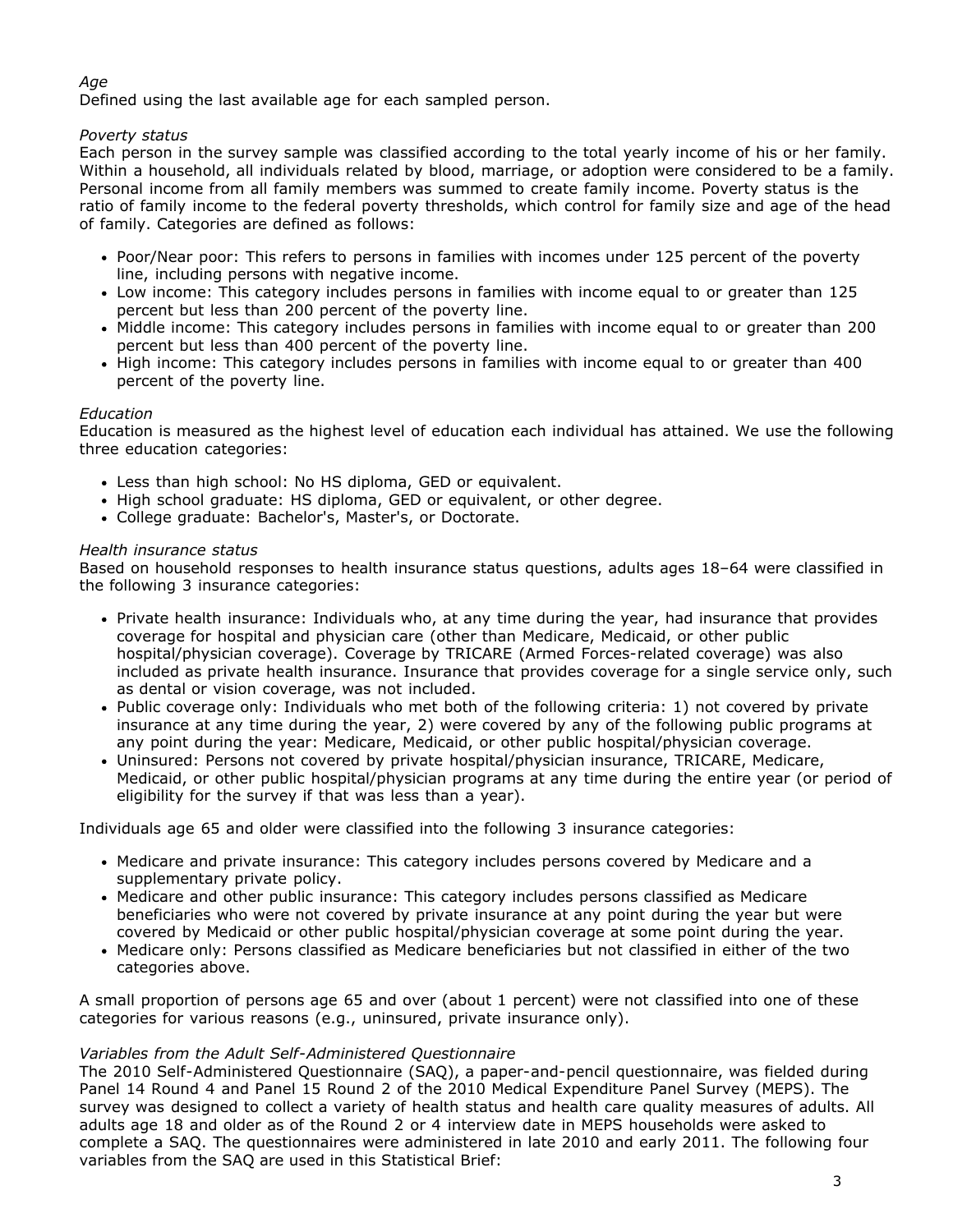*Age*
Defined using the last available age for each sampled person.

*Poverty status*
Each person in the survey sample was classified according to the total yearly income of his or her family. Within a household, all individuals related by blood, marriage, or adoption were considered to be a family. Personal income from all family members was summed to create family income. Poverty status is the ratio of family income to the federal poverty thresholds, which control for family size and age of the head of family. Categories are defined as follows:

- Poor/Near poor: This refers to persons in families with incomes under 125 percent of the poverty line, including persons with negative income.
- Low income: This category includes persons in families with income equal to or greater than 125 percent but less than 200 percent of the poverty line.
- Middle income: This category includes persons in families with income equal to or greater than 200 percent but less than 400 percent of the poverty line.
- High income: This category includes persons in families with income equal to or greater than 400 percent of the poverty line.

*Education*
Education is measured as the highest level of education each individual has attained. We use the following three education categories:

- Less than high school: No HS diploma, GED or equivalent.
- High school graduate: HS diploma, GED or equivalent, or other degree.
- College graduate: Bachelor's, Master's, or Doctorate.

*Health insurance status*
Based on household responses to health insurance status questions, adults ages 18–64 were classified in the following 3 insurance categories:

- Private health insurance: Individuals who, at any time during the year, had insurance that provides coverage for hospital and physician care (other than Medicare, Medicaid, or other public hospital/physician coverage). Coverage by TRICARE (Armed Forces-related coverage) was also included as private health insurance. Insurance that provides coverage for a single service only, such as dental or vision coverage, was not included.
- Public coverage only: Individuals who met both of the following criteria: 1) not covered by private insurance at any time during the year, 2) were covered by any of the following public programs at any point during the year: Medicare, Medicaid, or other public hospital/physician coverage.
- Uninsured: Persons not covered by private hospital/physician insurance, TRICARE, Medicare, Medicaid, or other public hospital/physician programs at any time during the entire year (or period of eligibility for the survey if that was less than a year).

Individuals age 65 and older were classified into the following 3 insurance categories:

- Medicare and private insurance: This category includes persons covered by Medicare and a supplementary private policy.
- Medicare and other public insurance: This category includes persons classified as Medicare beneficiaries who were not covered by private insurance at any point during the year but were covered by Medicaid or other public hospital/physician coverage at some point during the year.
- Medicare only: Persons classified as Medicare beneficiaries but not classified in either of the two categories above.

A small proportion of persons age 65 and over (about 1 percent) were not classified into one of these categories for various reasons (e.g., uninsured, private insurance only).

*Variables from the Adult Self-Administered Questionnaire*
The 2010 Self-Administered Questionnaire (SAQ), a paper-and-pencil questionnaire, was fielded during Panel 14 Round 4 and Panel 15 Round 2 of the 2010 Medical Expenditure Panel Survey (MEPS). The survey was designed to collect a variety of health status and health care quality measures of adults. All adults age 18 and older as of the Round 2 or 4 interview date in MEPS households were asked to complete a SAQ. The questionnaires were administered in late 2010 and early 2011. The following four variables from the SAQ are used in this Statistical Brief: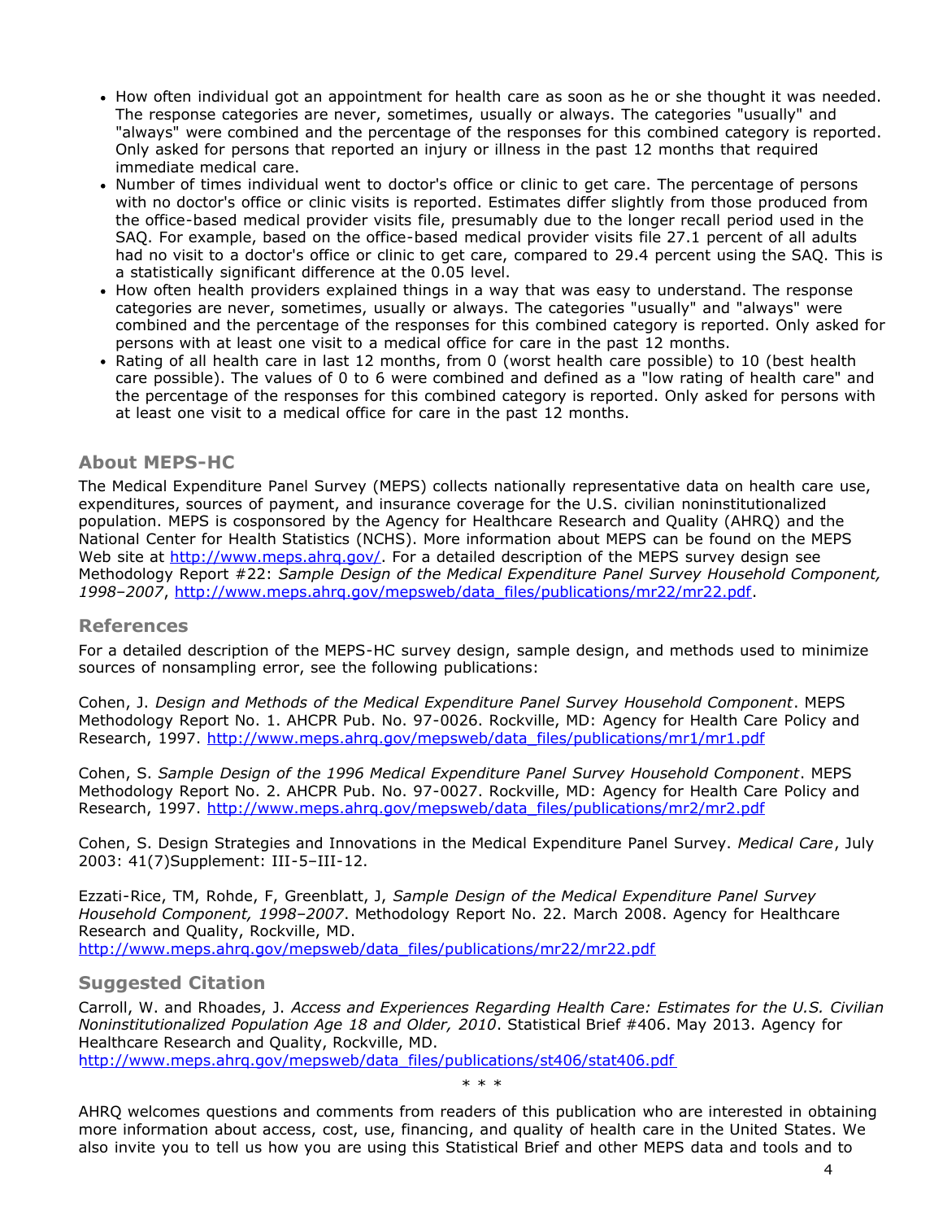- How often individual got an appointment for health care as soon as he or she thought it was needed. The response categories are never, sometimes, usually or always. The categories "usually" and "always" were combined and the percentage of the responses for this combined category is reported. Only asked for persons that reported an injury or illness in the past 12 months that required immediate medical care.
- Number of times individual went to doctor's office or clinic to get care. The percentage of persons with no doctor's office or clinic visits is reported. Estimates differ slightly from those produced from the office-based medical provider visits file, presumably due to the longer recall period used in the SAQ. For example, based on the office-based medical provider visits file 27.1 percent of all adults had no visit to a doctor's office or clinic to get care, compared to 29.4 percent using the SAQ. This is a statistically significant difference at the 0.05 level.
- How often health providers explained things in a way that was easy to understand. The response categories are never, sometimes, usually or always. The categories "usually" and "always" were combined and the percentage of the responses for this combined category is reported. Only asked for persons with at least one visit to a medical office for care in the past 12 months.
- Rating of all health care in last 12 months, from 0 (worst health care possible) to 10 (best health care possible). The values of 0 to 6 were combined and defined as a "low rating of health care" and the percentage of the responses for this combined category is reported. Only asked for persons with at least one visit to a medical office for care in the past 12 months.

## About MEPS-HC

The Medical Expenditure Panel Survey (MEPS) collects nationally representative data on health care use, expenditures, sources of payment, and insurance coverage for the U.S. civilian noninstitutionalized population. MEPS is cosponsored by the Agency for Healthcare Research and Quality (AHRQ) and the National Center for Health Statistics (NCHS). More information about MEPS can be found on the MEPS Web site at http://www.meps.ahrq.gov/. For a detailed description of the MEPS survey design see Methodology Report #22: *Sample Design of the Medical Expenditure Panel Survey Household Component, 1998–2007*, http://www.meps.ahrq.gov/mepsweb/data_files/publications/mr22/mr22.pdf.

## References

For a detailed description of the MEPS-HC survey design, sample design, and methods used to minimize sources of nonsampling error, see the following publications:

Cohen, J. *Design and Methods of the Medical Expenditure Panel Survey Household Component*. MEPS Methodology Report No. 1. AHCPR Pub. No. 97-0026. Rockville, MD: Agency for Health Care Policy and Research, 1997. http://www.meps.ahrq.gov/mepsweb/data_files/publications/mr1/mr1.pdf

Cohen, S. *Sample Design of the 1996 Medical Expenditure Panel Survey Household Component*. MEPS Methodology Report No. 2. AHCPR Pub. No. 97-0027. Rockville, MD: Agency for Health Care Policy and Research, 1997. http://www.meps.ahrq.gov/mepsweb/data_files/publications/mr2/mr2.pdf

Cohen, S. Design Strategies and Innovations in the Medical Expenditure Panel Survey. *Medical Care*, July 2003: 41(7)Supplement: III-5–III-12.

Ezzati-Rice, TM, Rohde, F, Greenblatt, J, *Sample Design of the Medical Expenditure Panel Survey Household Component, 1998–2007*. Methodology Report No. 22. March 2008. Agency for Healthcare Research and Quality, Rockville, MD. http://www.meps.ahrq.gov/mepsweb/data_files/publications/mr22/mr22.pdf

## Suggested Citation

Carroll, W. and Rhoades, J. *Access and Experiences Regarding Health Care: Estimates for the U.S. Civilian Noninstitutionalized Population Age 18 and Older, 2010*. Statistical Brief #406. May 2013. Agency for Healthcare Research and Quality, Rockville, MD. http://www.meps.ahrq.gov/mepsweb/data_files/publications/st406/stat406.pdf

\* \* \*

AHRQ welcomes questions and comments from readers of this publication who are interested in obtaining more information about access, cost, use, financing, and quality of health care in the United States. We also invite you to tell us how you are using this Statistical Brief and other MEPS data and tools and to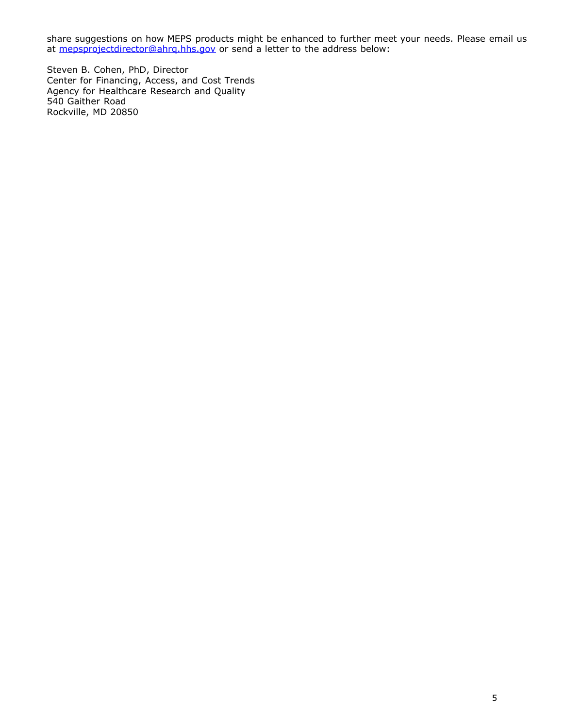share suggestions on how MEPS products might be enhanced to further meet your needs. Please email us at mepsprojectdirector@ahrq.hhs.gov or send a letter to the address below:

Steven B. Cohen, PhD, Director
Center for Financing, Access, and Cost Trends
Agency for Healthcare Research and Quality
540 Gaither Road
Rockville, MD 20850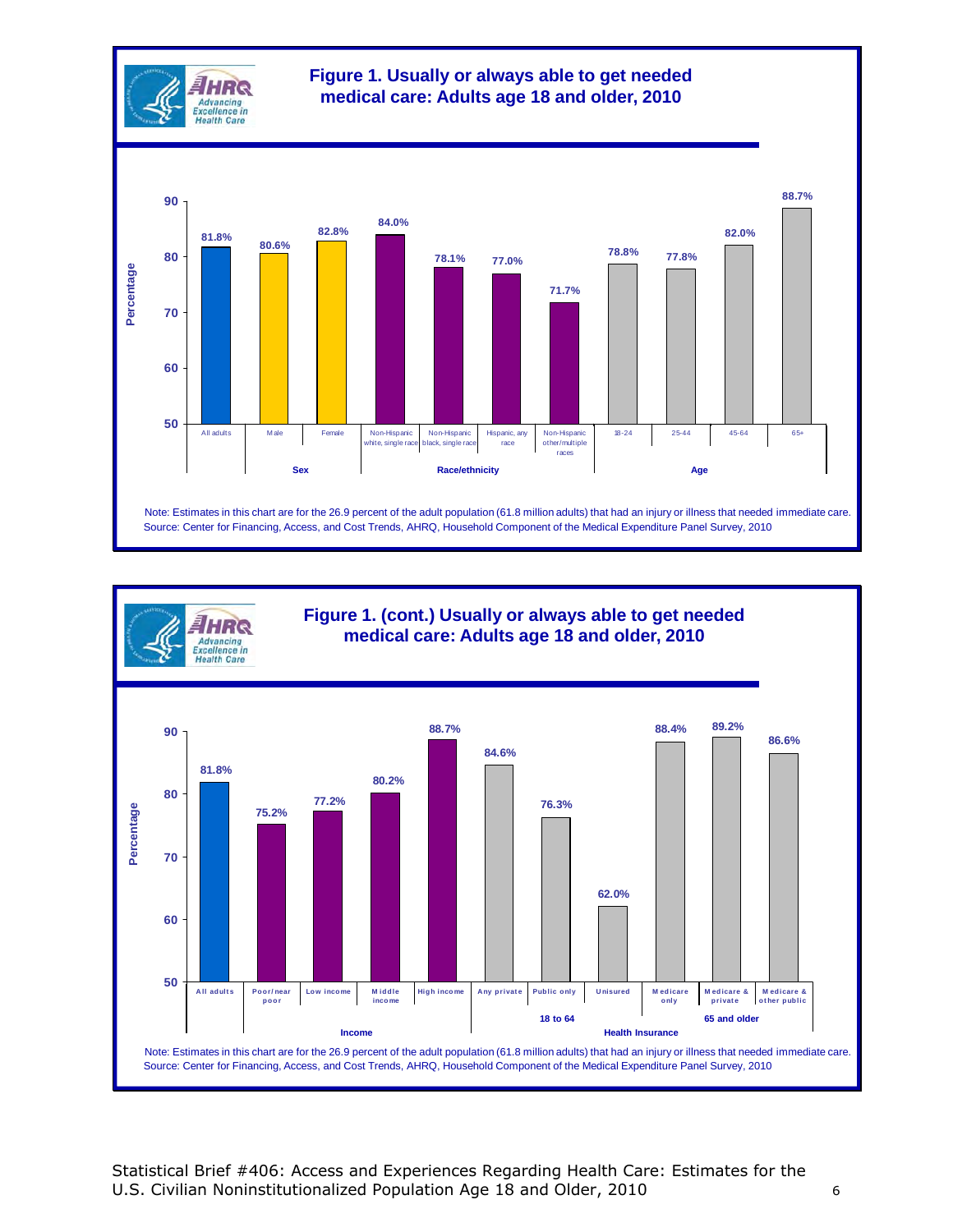## Figure 1. Usually or always able to get needed medical care: Adults age 18 and older, 2010

| Group | Category | Percentage |
|---|---|---|
| | All adults | 81.8% |
| Sex | Male | 80.6% |
| Sex | Female | 82.8% |
| Race/ethnicity | Non-Hispanic white, single race | 84.0% |
| Race/ethnicity | Non-Hispanic black, single race | 78.1% |
| Race/ethnicity | Hispanic, any race | 77.0% |
| Race/ethnicity | Non-Hispanic other/multiple races | 71.7% |
| Age | 18-24 | 78.8% |
| Age | 25-44 | 77.8% |
| Age | 45-64 | 82.0% |
| Age | 65+ | 88.7% |

Note: Estimates in this chart are for the 26.9 percent of the adult population (61.8 million adults) that had an injury or illness that needed immediate care.
Source: Center for Financing, Access, and Cost Trends, AHRQ, Household Component of the Medical Expenditure Panel Survey, 2010

## Figure 1. (cont.) Usually or always able to get needed medical care: Adults age 18 and older, 2010

| Group | Category | Percentage |
|---|---|---|
| | All adults | 81.8% |
| Income | Poor/near poor | 75.2% |
| Income | Low income | 77.2% |
| Income | Middle income | 80.2% |
| Income | High income | 88.7% |
| Health Insurance: 18 to 64 | Any private | 84.6% |
| Health Insurance: 18 to 64 | Public only | 76.3% |
| Health Insurance: 18 to 64 | Unisured | 62.0% |
| Health Insurance: 65 and older | Medicare only | 88.4% |
| Health Insurance: 65 and older | Medicare & private | 89.2% |
| Health Insurance: 65 and older | Medicare & other public | 86.6% |

Note: Estimates in this chart are for the 26.9 percent of the adult population (61.8 million adults) that had an injury or illness that needed immediate care.
Source: Center for Financing, Access, and Cost Trends, AHRQ, Household Component of the Medical Expenditure Panel Survey, 2010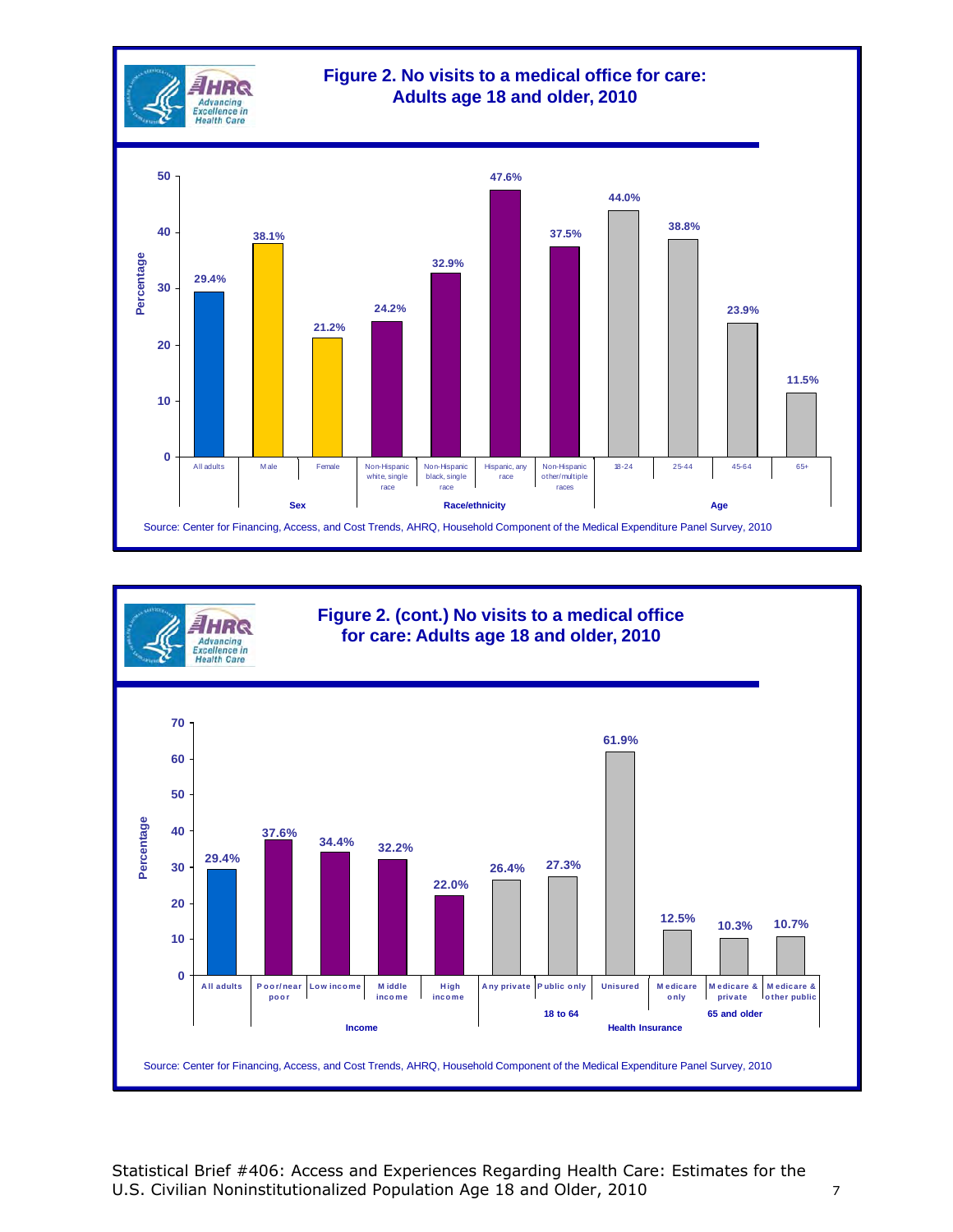## Figure 2. No visits to a medical office for care: Adults age 18 and older, 2010

| Group | Category | Percentage |
| --- | --- | --- |
| All adults | | 29.4% |
| Sex | Male | 38.1% |
| Sex | Female | 21.2% |
| Race/ethnicity | Non-Hispanic white, single race | 24.2% |
| Race/ethnicity | Non-Hispanic black, single race | 32.9% |
| Race/ethnicity | Hispanic, any race | 47.6% |
| Race/ethnicity | Non-Hispanic other/multiple races | 37.5% |
| Age | 18-24 | 44.0% |
| Age | 25-44 | 38.8% |
| Age | 45-64 | 23.9% |
| Age | 65+ | 11.5% |

Source: Center for Financing, Access, and Cost Trends, AHRQ, Household Component of the Medical Expenditure Panel Survey, 2010

## Figure 2. (cont.) No visits to a medical office for care: Adults age 18 and older, 2010

| Group | Category | Percentage |
| --- | --- | --- |
| All adults | | 29.4% |
| Income | Poor/near poor | 37.6% |
| Income | Low income | 34.4% |
| Income | Middle income | 32.2% |
| Income | High income | 22.0% |
| Health Insurance, 18 to 64 | Any private | 26.4% |
| Health Insurance, 18 to 64 | Public only | 27.3% |
| Health Insurance, 18 to 64 | Unisured | 61.9% |
| Health Insurance, 65 and older | Medicare only | 12.5% |
| Health Insurance, 65 and older | Medicare & private | 10.3% |
| Health Insurance, 65 and older | Medicare & other public | 10.7% |

Source: Center for Financing, Access, and Cost Trends, AHRQ, Household Component of the Medical Expenditure Panel Survey, 2010

Statistical Brief #406: Access and Experiences Regarding Health Care: Estimates for the U.S. Civilian Noninstitutionalized Population Age 18 and Older, 2010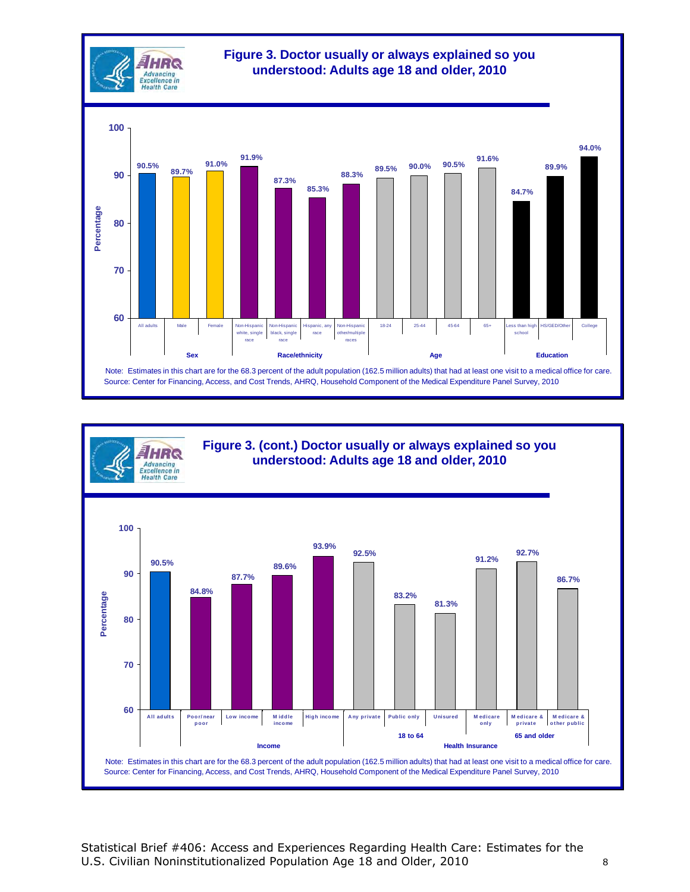## Figure 3. Doctor usually or always explained so you understood: Adults age 18 and older, 2010

| Group | Category | Percentage |
|---|---|---|
| | All adults | 90.5% |
| Sex | Male | 89.7% |
| | Female | 91.0% |
| Race/ethnicity | Non-Hispanic white, single race | 91.9% |
| | Non-Hispanic black, single race | 87.3% |
| | Hispanic, any race | 85.3% |
| | Non-Hispanic other/multiple races | 88.3% |
| Age | 18-24 | 89.5% |
| | 25-44 | 90.0% |
| | 45-64 | 90.5% |
| | 65+ | 91.6% |
| Education | Less than high school | 84.7% |
| | HS/GED/Other | 89.9% |
| | College | 94.0% |

Note: Estimates in this chart are for the 68.3 percent of the adult population (162.5 million adults) that had at least one visit to a medical office for care.
Source: Center for Financing, Access, and Cost Trends, AHRQ, Household Component of the Medical Expenditure Panel Survey, 2010

## Figure 3. (cont.) Doctor usually or always explained so you understood: Adults age 18 and older, 2010

| Group | Category | Percentage |
|---|---|---|
| | All adults | 90.5% |
| Income | Poor/near poor | 84.8% |
| | Low income | 87.7% |
| | Middle income | 89.6% |
| | High income | 93.9% |
| Health Insurance: 18 to 64 | Any private | 92.5% |
| | Public only | 83.2% |
| | Uninsured | 81.3% |
| Health Insurance: 65 and older | Medicare only | 91.2% |
| | Medicare & private | 92.7% |
| | Medicare & other public | 86.7% |

Note: Estimates in this chart are for the 68.3 percent of the adult population (162.5 million adults) that had at least one visit to a medical office for care.
Source: Center for Financing, Access, and Cost Trends, AHRQ, Household Component of the Medical Expenditure Panel Survey, 2010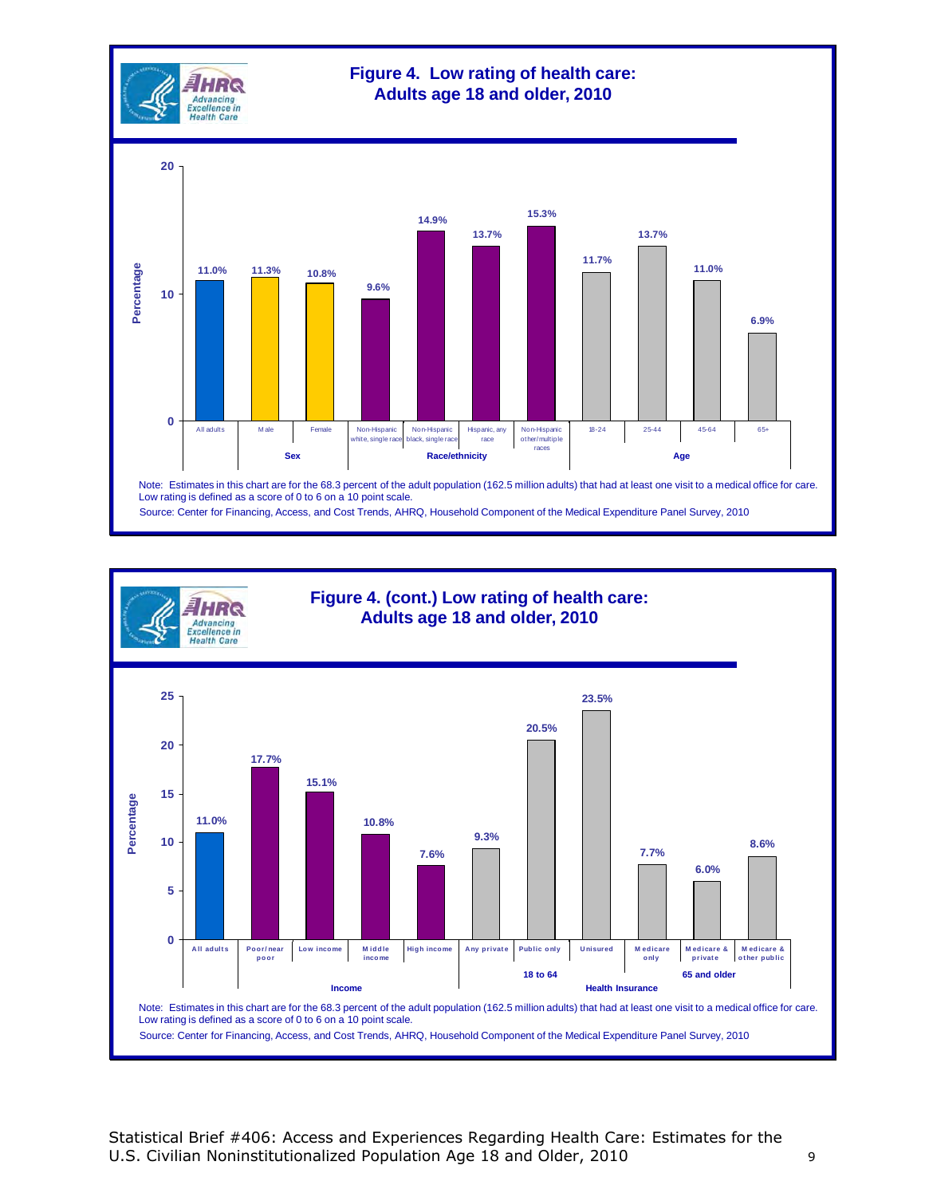## Figure 4. Low rating of health care: Adults age 18 and older, 2010

Percentage

20
10
0

11.0%
11.3%
10.8%
9.6%
14.9%
13.7%
15.3%
11.7%
13.7%
11.0%
6.9%

All adults
Male
Female
Non-Hispanic white, single race
Non-Hispanic black, single race
Hispanic, any race
Non-Hispanic other/multiple races
18-24
25-44
45-64
65+

Sex
Race/ethnicity
Age

Note: Estimates in this chart are for the 68.3 percent of the adult population (162.5 million adults) that had at least one visit to a medical office for care. Low rating is defined as a score of 0 to 6 on a 10 point scale.

Source: Center for Financing, Access, and Cost Trends, AHRQ, Household Component of the Medical Expenditure Panel Survey, 2010

## Figure 4. (cont.) Low rating of health care: Adults age 18 and older, 2010

Percentage

25
20
15
10
5
0

11.0%
17.7%
15.1%
10.8%
7.6%
9.3%
20.5%
23.5%
7.7%
6.0%
8.6%

All adults
Poor/near poor
Low income
Middle income
High income
Any private
Public only
Unisured
Medicare only
Medicare & private
Medicare & other public

18 to 64
65 and older
Income
Health Insurance

Note: Estimates in this chart are for the 68.3 percent of the adult population (162.5 million adults) that had at least one visit to a medical office for care. Low rating is defined as a score of 0 to 6 on a 10 point scale.

Source: Center for Financing, Access, and Cost Trends, AHRQ, Household Component of the Medical Expenditure Panel Survey, 2010